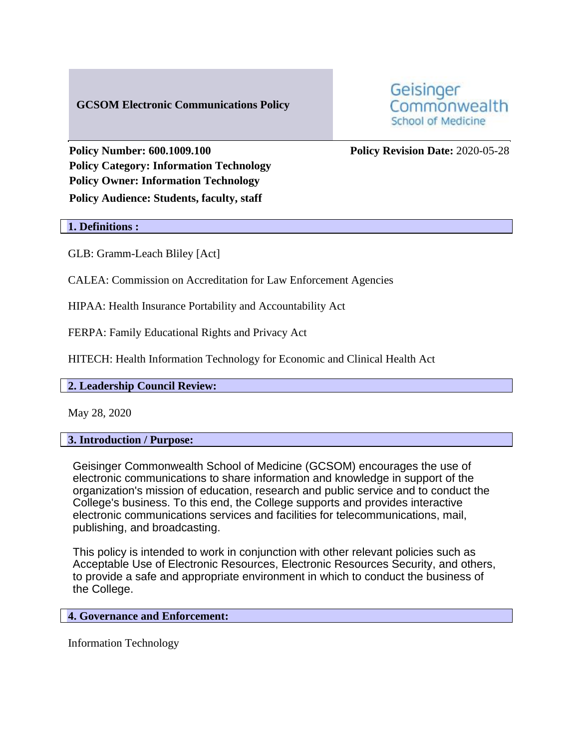# GCSOM Electronic Communications Policy

Geisinger Commonwealth School of Medicine

**Policy Number: 600.1009.100**
**Policy Category: Information Technology**
**Policy Owner: Information Technology**
**Policy Audience: Students, faculty, staff**

**Policy Revision Date:** 2020-05-28

## 1. Definitions :

GLB: Gramm-Leach Bliley [Act]

CALEA: Commission on Accreditation for Law Enforcement Agencies

HIPAA: Health Insurance Portability and Accountability Act

FERPA: Family Educational Rights and Privacy Act

HITECH: Health Information Technology for Economic and Clinical Health Act

## 2. Leadership Council Review:

May 28, 2020

## 3. Introduction / Purpose:

Geisinger Commonwealth School of Medicine (GCSOM) encourages the use of electronic communications to share information and knowledge in support of the organization's mission of education, research and public service and to conduct the College's business. To this end, the College supports and provides interactive electronic communications services and facilities for telecommunications, mail, publishing, and broadcasting.

This policy is intended to work in conjunction with other relevant policies such as Acceptable Use of Electronic Resources, Electronic Resources Security, and others, to provide a safe and appropriate environment in which to conduct the business of the College.

## 4. Governance and Enforcement:

Information Technology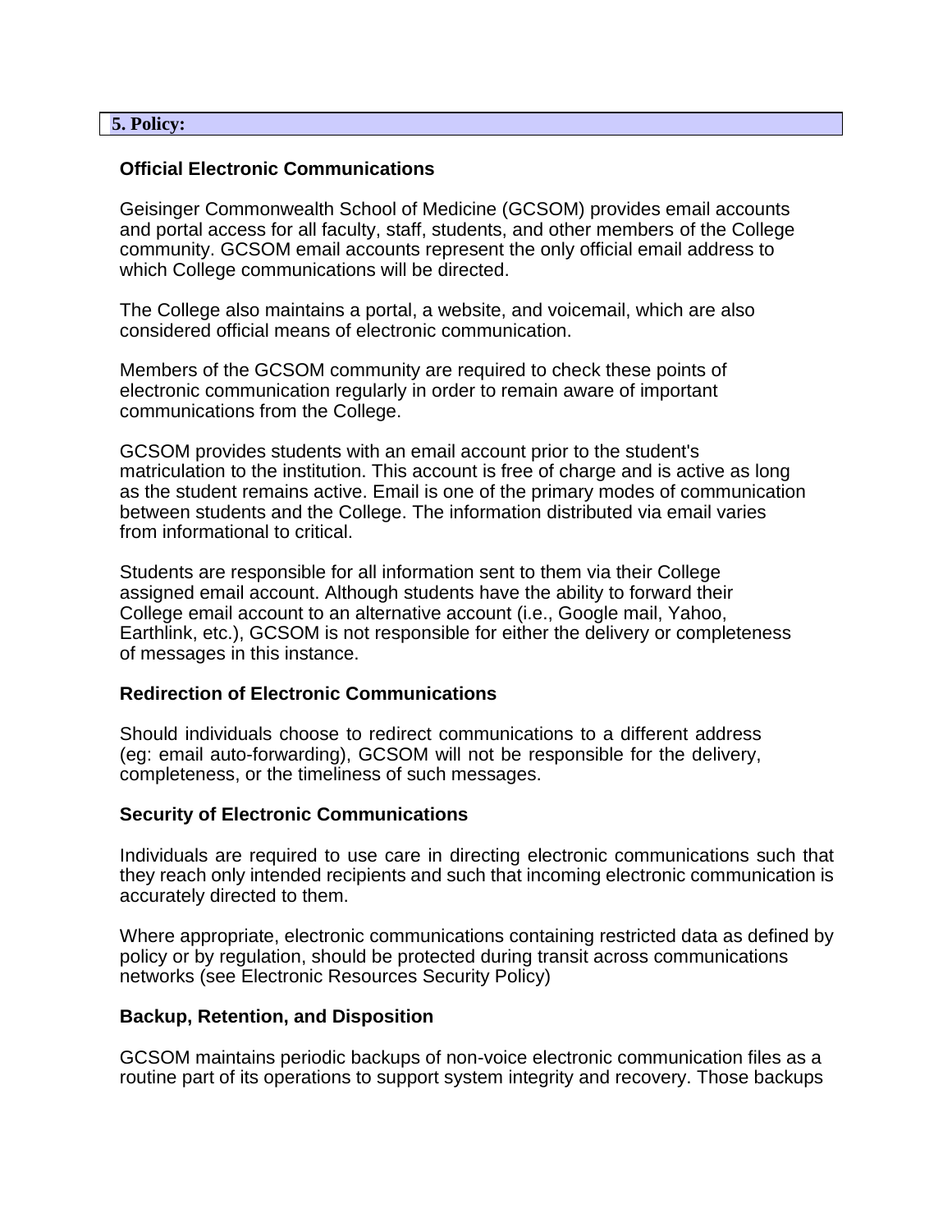## 5. Policy:

### Official Electronic Communications

Geisinger Commonwealth School of Medicine (GCSOM) provides email accounts and portal access for all faculty, staff, students, and other members of the College community. GCSOM email accounts represent the only official email address to which College communications will be directed.

The College also maintains a portal, a website, and voicemail, which are also considered official means of electronic communication.

Members of the GCSOM community are required to check these points of electronic communication regularly in order to remain aware of important communications from the College.

GCSOM provides students with an email account prior to the student's matriculation to the institution. This account is free of charge and is active as long as the student remains active. Email is one of the primary modes of communication between students and the College. The information distributed via email varies from informational to critical.

Students are responsible for all information sent to them via their College assigned email account. Although students have the ability to forward their College email account to an alternative account (i.e., Google mail, Yahoo, Earthlink, etc.), GCSOM is not responsible for either the delivery or completeness of messages in this instance.

### Redirection of Electronic Communications

Should individuals choose to redirect communications to a different address (eg: email auto-forwarding), GCSOM will not be responsible for the delivery, completeness, or the timeliness of such messages.

### Security of Electronic Communications

Individuals are required to use care in directing electronic communications such that they reach only intended recipients and such that incoming electronic communication is accurately directed to them.

Where appropriate, electronic communications containing restricted data as defined by policy or by regulation, should be protected during transit across communications networks (see Electronic Resources Security Policy)

### Backup, Retention, and Disposition

GCSOM maintains periodic backups of non-voice electronic communication files as a routine part of its operations to support system integrity and recovery. Those backups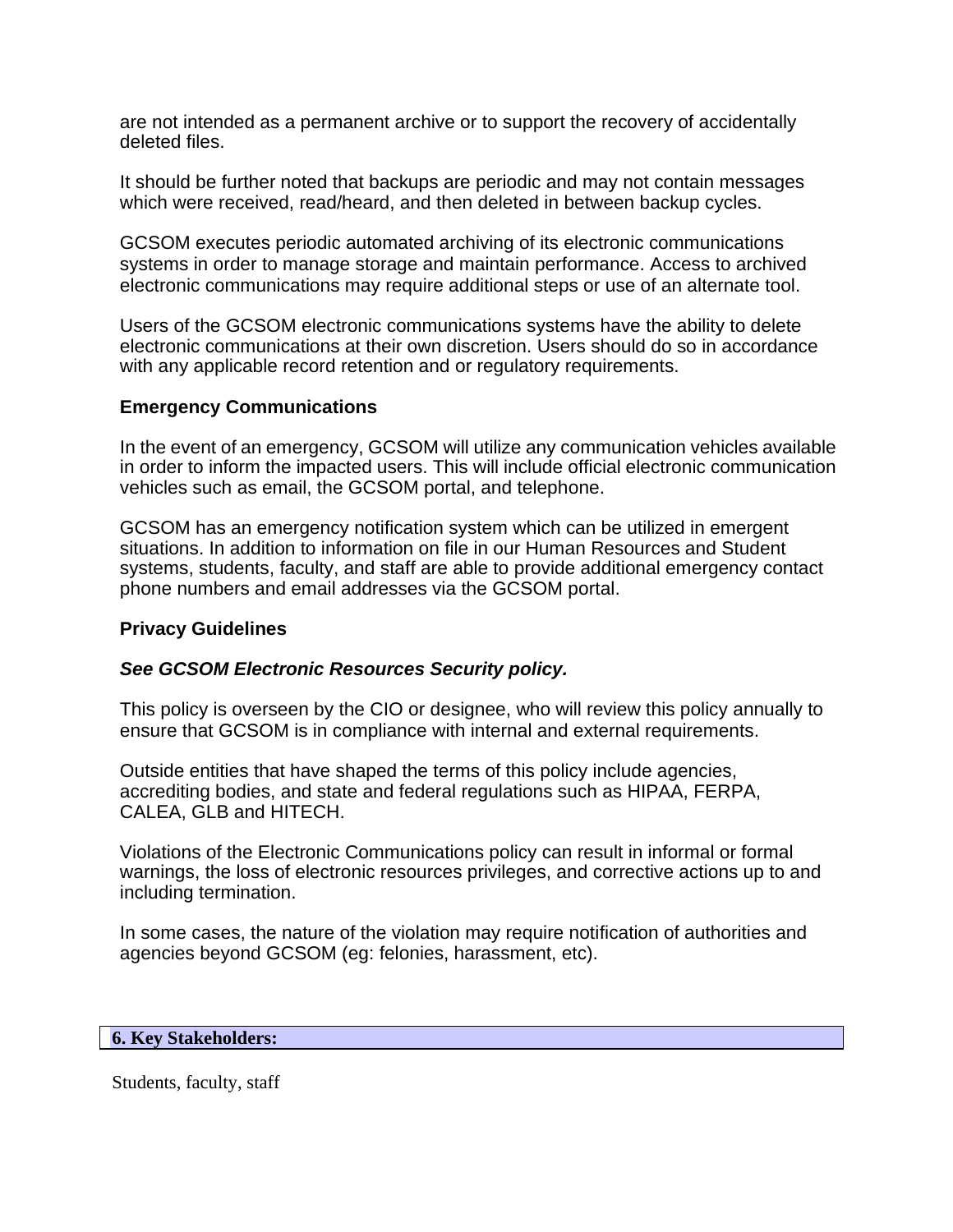are not intended as a permanent archive or to support the recovery of accidentally deleted files.

It should be further noted that backups are periodic and may not contain messages which were received, read/heard, and then deleted in between backup cycles.

GCSOM executes periodic automated archiving of its electronic communications systems in order to manage storage and maintain performance. Access to archived electronic communications may require additional steps or use of an alternate tool.

Users of the GCSOM electronic communications systems have the ability to delete electronic communications at their own discretion. Users should do so in accordance with any applicable record retention and or regulatory requirements.

**Emergency Communications**

In the event of an emergency, GCSOM will utilize any communication vehicles available in order to inform the impacted users. This will include official electronic communication vehicles such as email, the GCSOM portal, and telephone.

GCSOM has an emergency notification system which can be utilized in emergent situations. In addition to information on file in our Human Resources and Student systems, students, faculty, and staff are able to provide additional emergency contact phone numbers and email addresses via the GCSOM portal.

**Privacy Guidelines**

***See GCSOM Electronic Resources Security policy.***

This policy is overseen by the CIO or designee, who will review this policy annually to ensure that GCSOM is in compliance with internal and external requirements.

Outside entities that have shaped the terms of this policy include agencies, accrediting bodies, and state and federal regulations such as HIPAA, FERPA, CALEA, GLB and HITECH.

Violations of the Electronic Communications policy can result in informal or formal warnings, the loss of electronic resources privileges, and corrective actions up to and including termination.

In some cases, the nature of the violation may require notification of authorities and agencies beyond GCSOM (eg: felonies, harassment, etc).

## 6. Key Stakeholders:

Students, faculty, staff